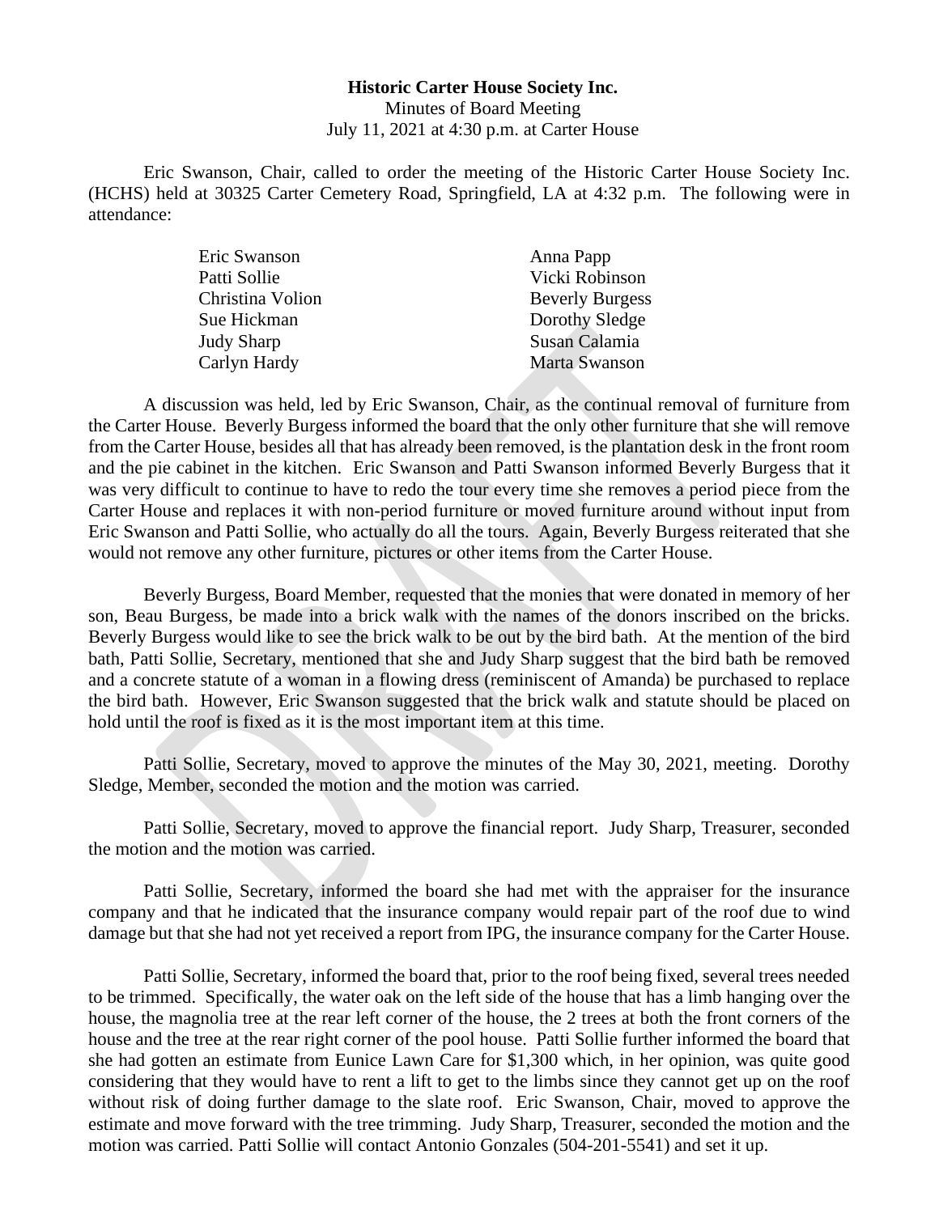**Historic Carter House Society Inc.**

Minutes of Board Meeting

July 11, 2021 at 4:30 p.m. at Carter House

Eric Swanson, Chair, called to order the meeting of the Historic Carter House Society Inc. (HCHS) held at 30325 Carter Cemetery Road, Springfield, LA at 4:32 p.m. The following were in attendance:

| | |
|---|---|
| Eric Swanson | Anna Papp |
| Patti Sollie | Vicki Robinson |
| Christina Volion | Beverly Burgess |
| Sue Hickman | Dorothy Sledge |
| Judy Sharp | Susan Calamia |
| Carlyn Hardy | Marta Swanson |

A discussion was held, led by Eric Swanson, Chair, as the continual removal of furniture from the Carter House. Beverly Burgess informed the board that the only other furniture that she will remove from the Carter House, besides all that has already been removed, is the plantation desk in the front room and the pie cabinet in the kitchen. Eric Swanson and Patti Swanson informed Beverly Burgess that it was very difficult to continue to have to redo the tour every time she removes a period piece from the Carter House and replaces it with non-period furniture or moved furniture around without input from Eric Swanson and Patti Sollie, who actually do all the tours. Again, Beverly Burgess reiterated that she would not remove any other furniture, pictures or other items from the Carter House.

Beverly Burgess, Board Member, requested that the monies that were donated in memory of her son, Beau Burgess, be made into a brick walk with the names of the donors inscribed on the bricks. Beverly Burgess would like to see the brick walk to be out by the bird bath. At the mention of the bird bath, Patti Sollie, Secretary, mentioned that she and Judy Sharp suggest that the bird bath be removed and a concrete statute of a woman in a flowing dress (reminiscent of Amanda) be purchased to replace the bird bath. However, Eric Swanson suggested that the brick walk and statute should be placed on hold until the roof is fixed as it is the most important item at this time.

Patti Sollie, Secretary, moved to approve the minutes of the May 30, 2021, meeting. Dorothy Sledge, Member, seconded the motion and the motion was carried.

Patti Sollie, Secretary, moved to approve the financial report. Judy Sharp, Treasurer, seconded the motion and the motion was carried.

Patti Sollie, Secretary, informed the board she had met with the appraiser for the insurance company and that he indicated that the insurance company would repair part of the roof due to wind damage but that she had not yet received a report from IPG, the insurance company for the Carter House.

Patti Sollie, Secretary, informed the board that, prior to the roof being fixed, several trees needed to be trimmed. Specifically, the water oak on the left side of the house that has a limb hanging over the house, the magnolia tree at the rear left corner of the house, the 2 trees at both the front corners of the house and the tree at the rear right corner of the pool house. Patti Sollie further informed the board that she had gotten an estimate from Eunice Lawn Care for $1,300 which, in her opinion, was quite good considering that they would have to rent a lift to get to the limbs since they cannot get up on the roof without risk of doing further damage to the slate roof. Eric Swanson, Chair, moved to approve the estimate and move forward with the tree trimming. Judy Sharp, Treasurer, seconded the motion and the motion was carried. Patti Sollie will contact Antonio Gonzales (504-201-5541) and set it up.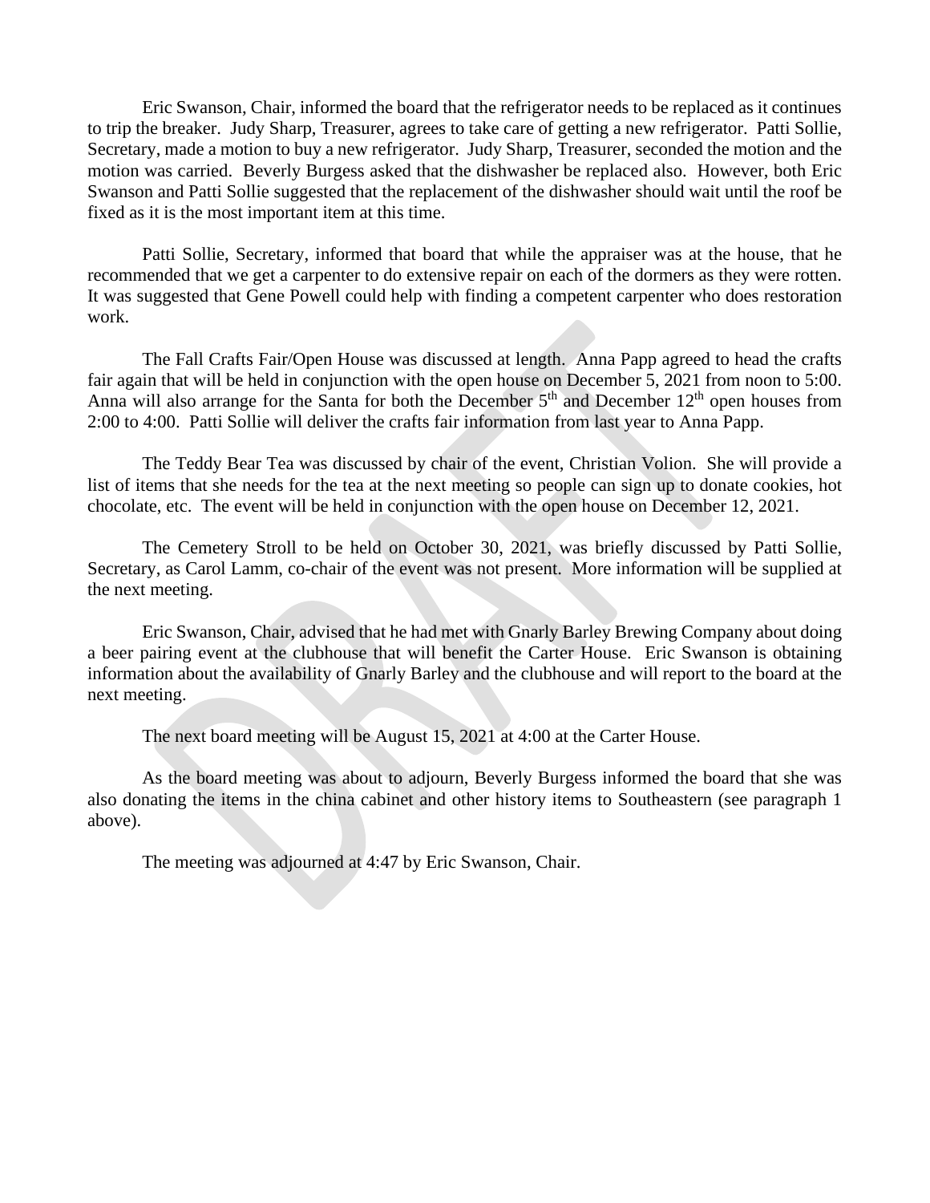Eric Swanson, Chair, informed the board that the refrigerator needs to be replaced as it continues to trip the breaker. Judy Sharp, Treasurer, agrees to take care of getting a new refrigerator. Patti Sollie, Secretary, made a motion to buy a new refrigerator. Judy Sharp, Treasurer, seconded the motion and the motion was carried. Beverly Burgess asked that the dishwasher be replaced also. However, both Eric Swanson and Patti Sollie suggested that the replacement of the dishwasher should wait until the roof be fixed as it is the most important item at this time.

Patti Sollie, Secretary, informed that board that while the appraiser was at the house, that he recommended that we get a carpenter to do extensive repair on each of the dormers as they were rotten. It was suggested that Gene Powell could help with finding a competent carpenter who does restoration work.

The Fall Crafts Fair/Open House was discussed at length. Anna Papp agreed to head the crafts fair again that will be held in conjunction with the open house on December 5, 2021 from noon to 5:00. Anna will also arrange for the Santa for both the December 5th and December 12th open houses from 2:00 to 4:00. Patti Sollie will deliver the crafts fair information from last year to Anna Papp.

The Teddy Bear Tea was discussed by chair of the event, Christian Volion. She will provide a list of items that she needs for the tea at the next meeting so people can sign up to donate cookies, hot chocolate, etc. The event will be held in conjunction with the open house on December 12, 2021.

The Cemetery Stroll to be held on October 30, 2021, was briefly discussed by Patti Sollie, Secretary, as Carol Lamm, co-chair of the event was not present. More information will be supplied at the next meeting.

Eric Swanson, Chair, advised that he had met with Gnarly Barley Brewing Company about doing a beer pairing event at the clubhouse that will benefit the Carter House. Eric Swanson is obtaining information about the availability of Gnarly Barley and the clubhouse and will report to the board at the next meeting.

The next board meeting will be August 15, 2021 at 4:00 at the Carter House.

As the board meeting was about to adjourn, Beverly Burgess informed the board that she was also donating the items in the china cabinet and other history items to Southeastern (see paragraph 1 above).

The meeting was adjourned at 4:47 by Eric Swanson, Chair.